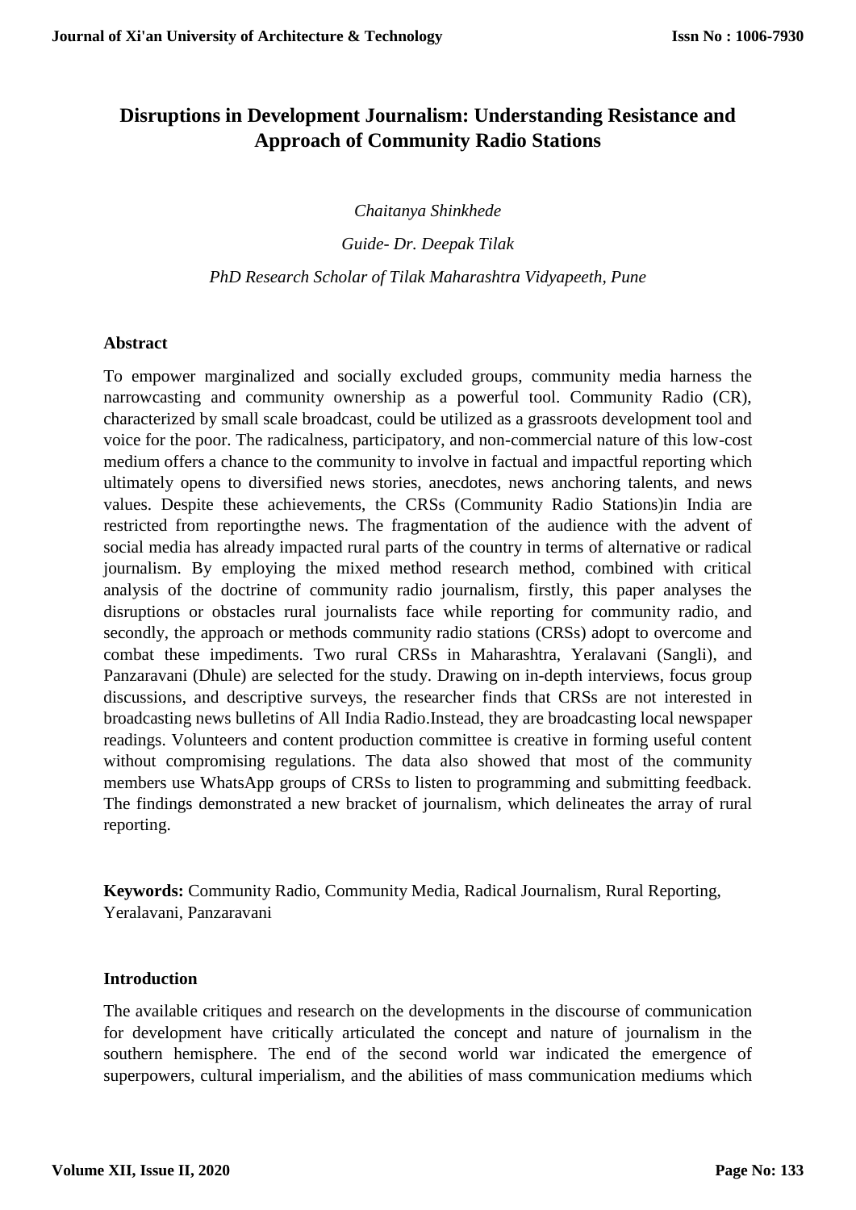# Disruptions in Development Journalism: Understanding Resistance and Approach of Community Radio Stations

*Chaitanya Shinkhede*

*Guide- Dr. Deepak Tilak*

*PhD Research Scholar of Tilak Maharashtra Vidyapeeth, Pune*

## Abstract

To empower marginalized and socially excluded groups, community media harness the narrowcasting and community ownership as a powerful tool. Community Radio (CR), characterized by small scale broadcast, could be utilized as a grassroots development tool and voice for the poor. The radicalness, participatory, and non-commercial nature of this low-cost medium offers a chance to the community to involve in factual and impactful reporting which ultimately opens to diversified news stories, anecdotes, news anchoring talents, and news values. Despite these achievements, the CRSs (Community Radio Stations)in India are restricted from reportingthe news. The fragmentation of the audience with the advent of social media has already impacted rural parts of the country in terms of alternative or radical journalism. By employing the mixed method research method, combined with critical analysis of the doctrine of community radio journalism, firstly, this paper analyses the disruptions or obstacles rural journalists face while reporting for community radio, and secondly, the approach or methods community radio stations (CRSs) adopt to overcome and combat these impediments. Two rural CRSs in Maharashtra, Yeralavani (Sangli), and Panzaravani (Dhule) are selected for the study. Drawing on in-depth interviews, focus group discussions, and descriptive surveys, the researcher finds that CRSs are not interested in broadcasting news bulletins of All India Radio.Instead, they are broadcasting local newspaper readings. Volunteers and content production committee is creative in forming useful content without compromising regulations. The data also showed that most of the community members use WhatsApp groups of CRSs to listen to programming and submitting feedback. The findings demonstrated a new bracket of journalism, which delineates the array of rural reporting.

**Keywords:** Community Radio, Community Media, Radical Journalism, Rural Reporting, Yeralavani, Panzaravani

## Introduction

The available critiques and research on the developments in the discourse of communication for development have critically articulated the concept and nature of journalism in the southern hemisphere. The end of the second world war indicated the emergence of superpowers, cultural imperialism, and the abilities of mass communication mediums which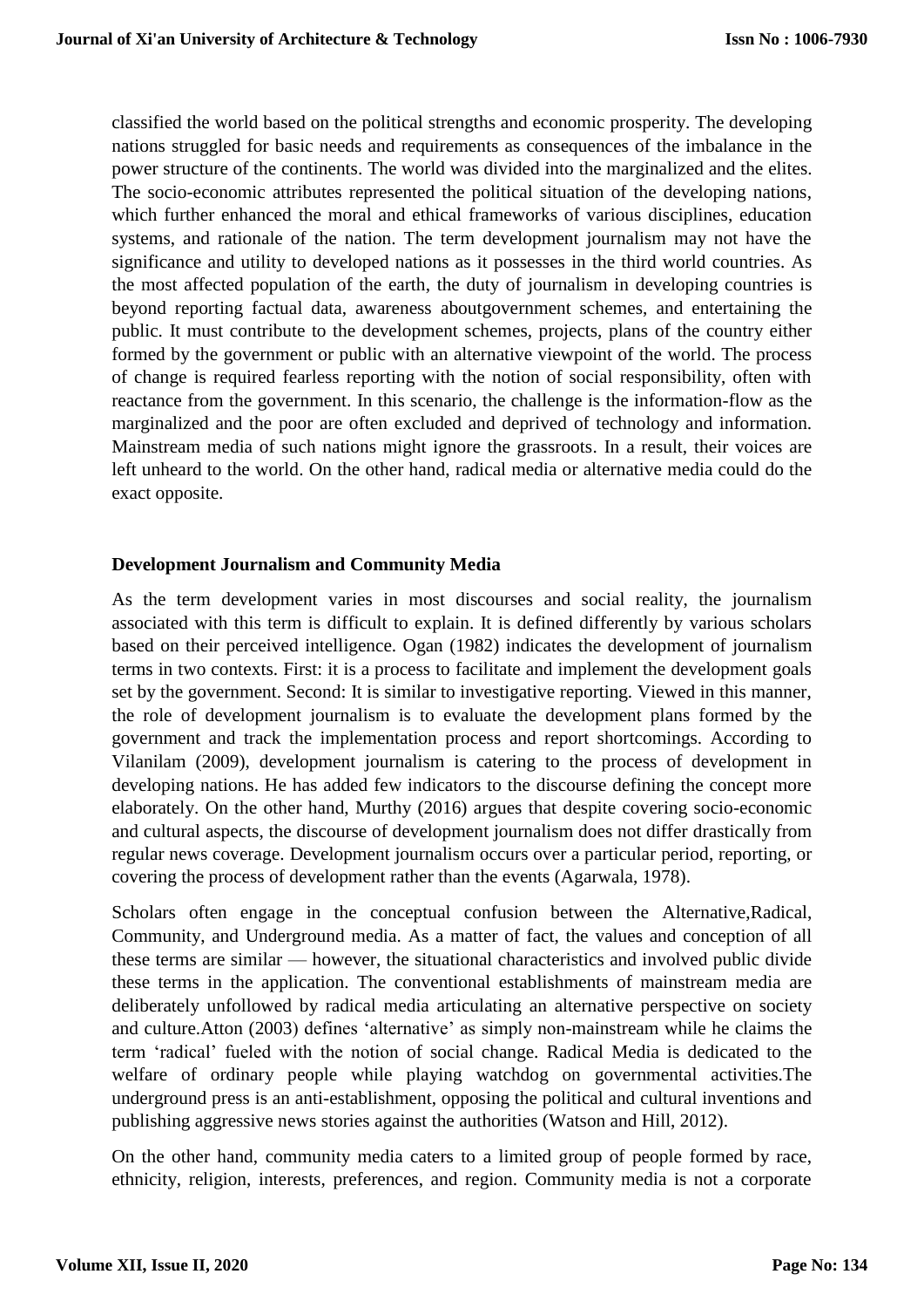classified the world based on the political strengths and economic prosperity. The developing nations struggled for basic needs and requirements as consequences of the imbalance in the power structure of the continents. The world was divided into the marginalized and the elites. The socio-economic attributes represented the political situation of the developing nations, which further enhanced the moral and ethical frameworks of various disciplines, education systems, and rationale of the nation. The term development journalism may not have the significance and utility to developed nations as it possesses in the third world countries. As the most affected population of the earth, the duty of journalism in developing countries is beyond reporting factual data, awareness aboutgovernment schemes, and entertaining the public. It must contribute to the development schemes, projects, plans of the country either formed by the government or public with an alternative viewpoint of the world. The process of change is required fearless reporting with the notion of social responsibility, often with reactance from the government. In this scenario, the challenge is the information-flow as the marginalized and the poor are often excluded and deprived of technology and information. Mainstream media of such nations might ignore the grassroots. In a result, their voices are left unheard to the world. On the other hand, radical media or alternative media could do the exact opposite.

## Development Journalism and Community Media

As the term development varies in most discourses and social reality, the journalism associated with this term is difficult to explain. It is defined differently by various scholars based on their perceived intelligence. Ogan (1982) indicates the development of journalism terms in two contexts. First: it is a process to facilitate and implement the development goals set by the government. Second: It is similar to investigative reporting. Viewed in this manner, the role of development journalism is to evaluate the development plans formed by the government and track the implementation process and report shortcomings. According to Vilanilam (2009), development journalism is catering to the process of development in developing nations. He has added few indicators to the discourse defining the concept more elaborately. On the other hand, Murthy (2016) argues that despite covering socio-economic and cultural aspects, the discourse of development journalism does not differ drastically from regular news coverage. Development journalism occurs over a particular period, reporting, or covering the process of development rather than the events (Agarwala, 1978).

Scholars often engage in the conceptual confusion between the Alternative,Radical, Community, and Underground media. As a matter of fact, the values and conception of all these terms are similar — however, the situational characteristics and involved public divide these terms in the application. The conventional establishments of mainstream media are deliberately unfollowed by radical media articulating an alternative perspective on society and culture.Atton (2003) defines 'alternative' as simply non-mainstream while he claims the term 'radical' fueled with the notion of social change. Radical Media is dedicated to the welfare of ordinary people while playing watchdog on governmental activities.The underground press is an anti-establishment, opposing the political and cultural inventions and publishing aggressive news stories against the authorities (Watson and Hill, 2012).

On the other hand, community media caters to a limited group of people formed by race, ethnicity, religion, interests, preferences, and region. Community media is not a corporate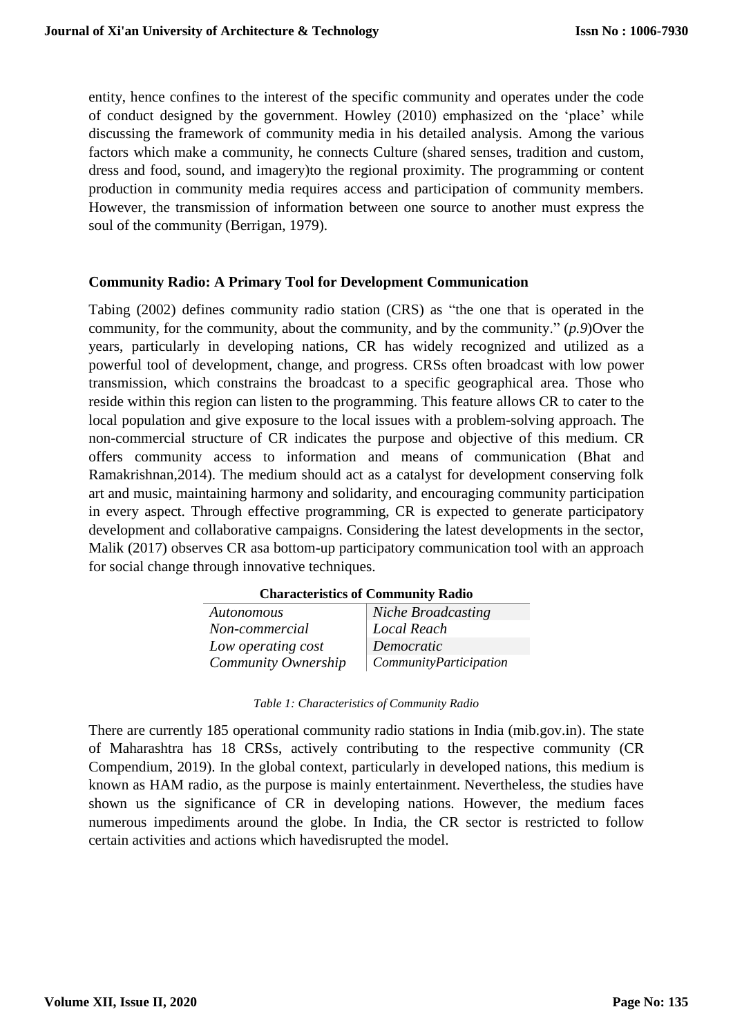entity, hence confines to the interest of the specific community and operates under the code of conduct designed by the government. Howley (2010) emphasized on the 'place' while discussing the framework of community media in his detailed analysis. Among the various factors which make a community, he connects Culture (shared senses, tradition and custom, dress and food, sound, and imagery)to the regional proximity. The programming or content production in community media requires access and participation of community members. However, the transmission of information between one source to another must express the soul of the community (Berrigan, 1979).

## Community Radio: A Primary Tool for Development Communication

Tabing (2002) defines community radio station (CRS) as "the one that is operated in the community, for the community, about the community, and by the community." (*p.9*)Over the years, particularly in developing nations, CR has widely recognized and utilized as a powerful tool of development, change, and progress. CRSs often broadcast with low power transmission, which constrains the broadcast to a specific geographical area. Those who reside within this region can listen to the programming. This feature allows CR to cater to the local population and give exposure to the local issues with a problem-solving approach. The non-commercial structure of CR indicates the purpose and objective of this medium. CR offers community access to information and means of communication (Bhat and Ramakrishnan,2014). The medium should act as a catalyst for development conserving folk art and music, maintaining harmony and solidarity, and encouraging community participation in every aspect. Through effective programming, CR is expected to generate participatory development and collaborative campaigns. Considering the latest developments in the sector, Malik (2017) observes CR asa bottom-up participatory communication tool with an approach for social change through innovative techniques.

| **Characteristics of Community Radio** | |
|---|---|
| *Autonomous* | *Niche Broadcasting* |
| *Non-commercial* | *Local Reach* |
| *Low operating cost* | *Democratic* |
| *Community Ownership* | *CommunityParticipation* |

*Table 1: Characteristics of Community Radio*

There are currently 185 operational community radio stations in India (mib.gov.in). The state of Maharashtra has 18 CRSs, actively contributing to the respective community (CR Compendium, 2019). In the global context, particularly in developed nations, this medium is known as HAM radio, as the purpose is mainly entertainment. Nevertheless, the studies have shown us the significance of CR in developing nations. However, the medium faces numerous impediments around the globe. In India, the CR sector is restricted to follow certain activities and actions which havedisrupted the model.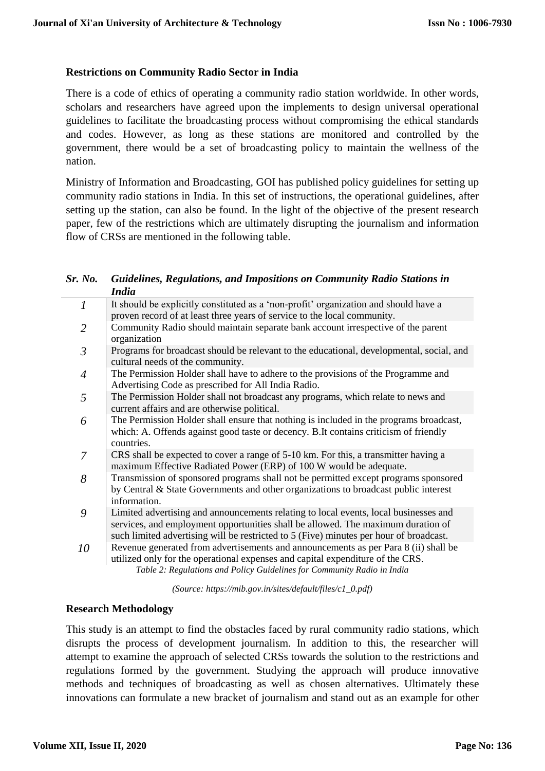### Restrictions on Community Radio Sector in India

There is a code of ethics of operating a community radio station worldwide. In other words, scholars and researchers have agreed upon the implements to design universal operational guidelines to facilitate the broadcasting process without compromising the ethical standards and codes. However, as long as these stations are monitored and controlled by the government, there would be a set of broadcasting policy to maintain the wellness of the nation.

Ministry of Information and Broadcasting, GOI has published policy guidelines for setting up community radio stations in India. In this set of instructions, the operational guidelines, after setting up the station, can also be found. In the light of the objective of the present research paper, few of the restrictions which are ultimately disrupting the journalism and information flow of CRSs are mentioned in the following table.

| *Sr. No.* | *Guidelines, Regulations, and Impositions on Community Radio Stations in India* |
|---|---|
| *1* | It should be explicitly constituted as a 'non-profit' organization and should have a proven record of at least three years of service to the local community. |
| *2* | Community Radio should maintain separate bank account irrespective of the parent organization |
| *3* | Programs for broadcast should be relevant to the educational, developmental, social, and cultural needs of the community. |
| *4* | The Permission Holder shall have to adhere to the provisions of the Programme and Advertising Code as prescribed for All India Radio. |
| *5* | The Permission Holder shall not broadcast any programs, which relate to news and current affairs and are otherwise political. |
| *6* | The Permission Holder shall ensure that nothing is included in the programs broadcast, which: A. Offends against good taste or decency. B.It contains criticism of friendly countries. |
| *7* | CRS shall be expected to cover a range of 5-10 km. For this, a transmitter having a maximum Effective Radiated Power (ERP) of 100 W would be adequate. |
| *8* | Transmission of sponsored programs shall not be permitted except programs sponsored by Central & State Governments and other organizations to broadcast public interest information. |
| *9* | Limited advertising and announcements relating to local events, local businesses and services, and employment opportunities shall be allowed. The maximum duration of such limited advertising will be restricted to 5 (Five) minutes per hour of broadcast. |
| *10* | Revenue generated from advertisements and announcements as per Para 8 (ii) shall be utilized only for the operational expenses and capital expenditure of the CRS. |

*Table 2: Regulations and Policy Guidelines for Community Radio in India*

*(Source: https://mib.gov.in/sites/default/files/c1_0.pdf)*

### Research Methodology

This study is an attempt to find the obstacles faced by rural community radio stations, which disrupts the process of development journalism. In addition to this, the researcher will attempt to examine the approach of selected CRSs towards the solution to the restrictions and regulations formed by the government. Studying the approach will produce innovative methods and techniques of broadcasting as well as chosen alternatives. Ultimately these innovations can formulate a new bracket of journalism and stand out as an example for other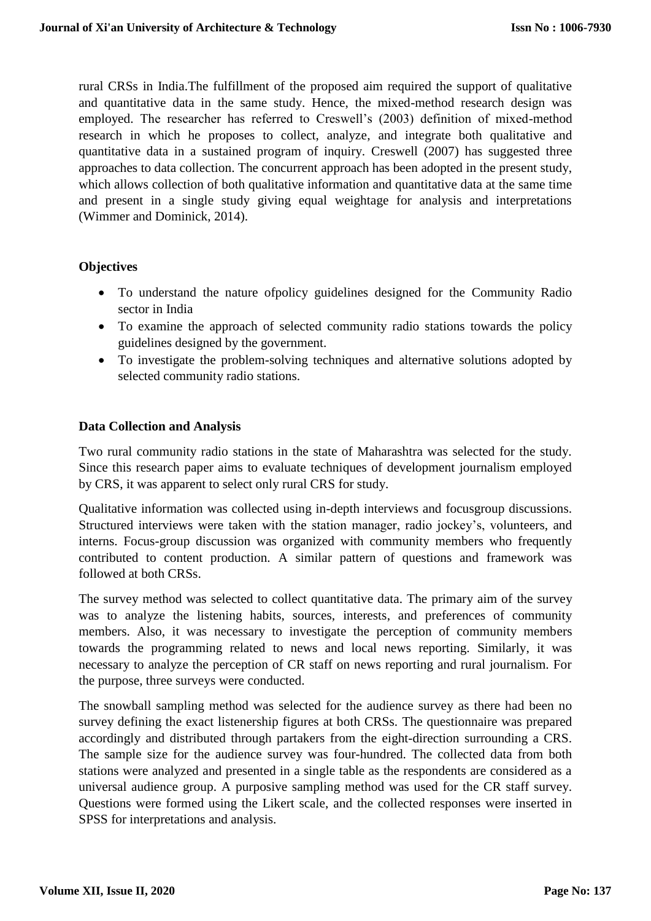rural CRSs in India.The fulfillment of the proposed aim required the support of qualitative and quantitative data in the same study. Hence, the mixed-method research design was employed. The researcher has referred to Creswell's (2003) definition of mixed-method research in which he proposes to collect, analyze, and integrate both qualitative and quantitative data in a sustained program of inquiry. Creswell (2007) has suggested three approaches to data collection. The concurrent approach has been adopted in the present study, which allows collection of both qualitative information and quantitative data at the same time and present in a single study giving equal weightage for analysis and interpretations (Wimmer and Dominick, 2014).

**Objectives**

- To understand the nature ofpolicy guidelines designed for the Community Radio sector in India
- To examine the approach of selected community radio stations towards the policy guidelines designed by the government.
- To investigate the problem-solving techniques and alternative solutions adopted by selected community radio stations.

**Data Collection and Analysis**

Two rural community radio stations in the state of Maharashtra was selected for the study. Since this research paper aims to evaluate techniques of development journalism employed by CRS, it was apparent to select only rural CRS for study.

Qualitative information was collected using in-depth interviews and focusgroup discussions. Structured interviews were taken with the station manager, radio jockey's, volunteers, and interns. Focus-group discussion was organized with community members who frequently contributed to content production. A similar pattern of questions and framework was followed at both CRSs.

The survey method was selected to collect quantitative data. The primary aim of the survey was to analyze the listening habits, sources, interests, and preferences of community members. Also, it was necessary to investigate the perception of community members towards the programming related to news and local news reporting. Similarly, it was necessary to analyze the perception of CR staff on news reporting and rural journalism. For the purpose, three surveys were conducted.

The snowball sampling method was selected for the audience survey as there had been no survey defining the exact listenership figures at both CRSs. The questionnaire was prepared accordingly and distributed through partakers from the eight-direction surrounding a CRS. The sample size for the audience survey was four-hundred. The collected data from both stations were analyzed and presented in a single table as the respondents are considered as a universal audience group. A purposive sampling method was used for the CR staff survey. Questions were formed using the Likert scale, and the collected responses were inserted in SPSS for interpretations and analysis.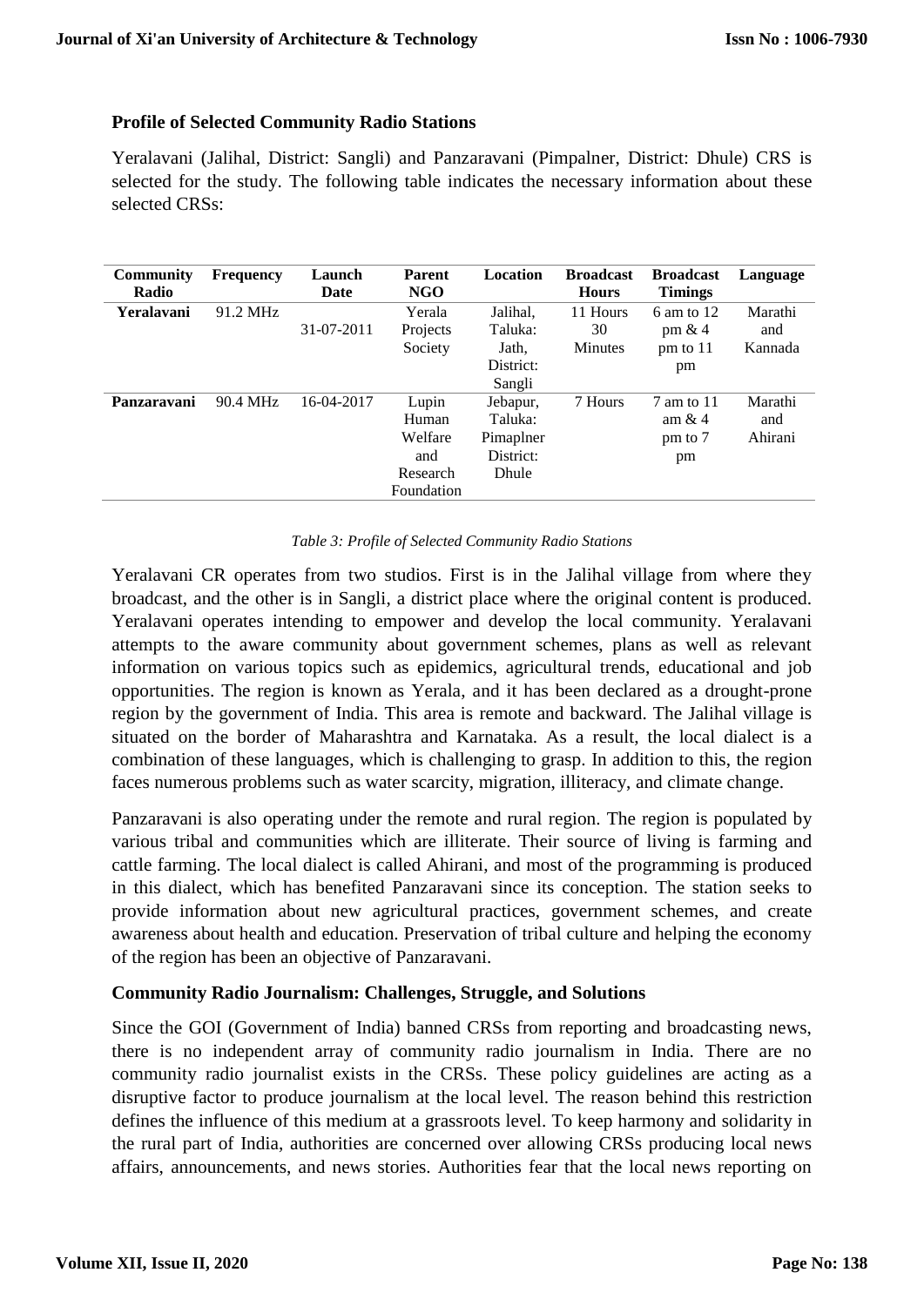**Profile of Selected Community Radio Stations**

Yeralavani (Jalihal, District: Sangli) and Panzaravani (Pimpalner, District: Dhule) CRS is selected for the study. The following table indicates the necessary information about these selected CRSs:

| Community Radio | Frequency | Launch Date | Parent NGO | Location | Broadcast Hours | Broadcast Timings | Language |
|---|---|---|---|---|---|---|---|
| **Yeralavani** | 91.2 MHz | 31-07-2011 | Yerala Projects Society | Jalihal, Taluka: Jath, District: Sangli | 11 Hours 30 Minutes | 6 am to 12 pm & 4 pm to 11 pm | Marathi and Kannada |
| **Panzaravani** | 90.4 MHz | 16-04-2017 | Lupin Human Welfare and Research Foundation | Jebapur, Taluka: Pimaplner District: Dhule | 7 Hours | 7 am to 11 am & 4 pm to 7 pm | Marathi and Ahirani |

*Table 3: Profile of Selected Community Radio Stations*

Yeralavani CR operates from two studios. First is in the Jalihal village from where they broadcast, and the other is in Sangli, a district place where the original content is produced. Yeralavani operates intending to empower and develop the local community. Yeralavani attempts to the aware community about government schemes, plans as well as relevant information on various topics such as epidemics, agricultural trends, educational and job opportunities. The region is known as Yerala, and it has been declared as a drought-prone region by the government of India. This area is remote and backward. The Jalihal village is situated on the border of Maharashtra and Karnataka. As a result, the local dialect is a combination of these languages, which is challenging to grasp. In addition to this, the region faces numerous problems such as water scarcity, migration, illiteracy, and climate change.

Panzaravani is also operating under the remote and rural region. The region is populated by various tribal and communities which are illiterate. Their source of living is farming and cattle farming. The local dialect is called Ahirani, and most of the programming is produced in this dialect, which has benefited Panzaravani since its conception. The station seeks to provide information about new agricultural practices, government schemes, and create awareness about health and education. Preservation of tribal culture and helping the economy of the region has been an objective of Panzaravani.

**Community Radio Journalism: Challenges, Struggle, and Solutions**

Since the GOI (Government of India) banned CRSs from reporting and broadcasting news, there is no independent array of community radio journalism in India. There are no community radio journalist exists in the CRSs. These policy guidelines are acting as a disruptive factor to produce journalism at the local level. The reason behind this restriction defines the influence of this medium at a grassroots level. To keep harmony and solidarity in the rural part of India, authorities are concerned over allowing CRSs producing local news affairs, announcements, and news stories. Authorities fear that the local news reporting on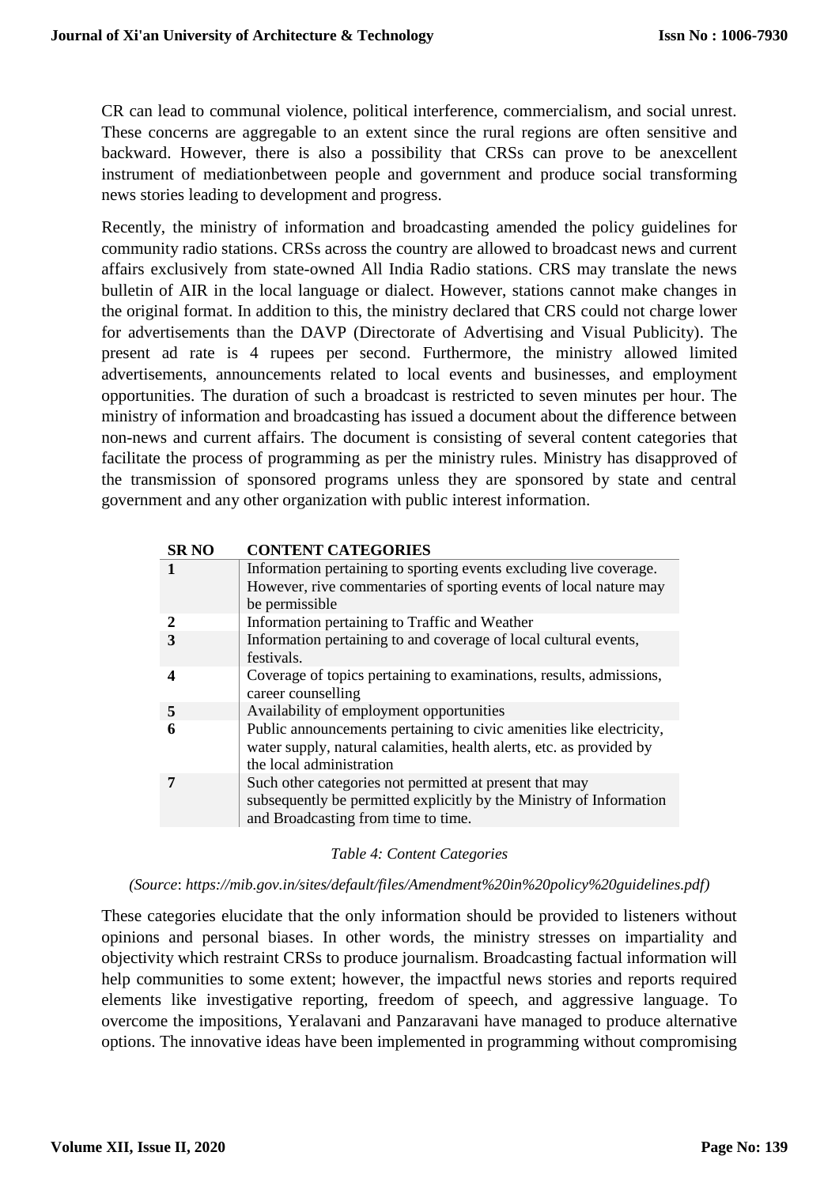CR can lead to communal violence, political interference, commercialism, and social unrest. These concerns are aggregable to an extent since the rural regions are often sensitive and backward. However, there is also a possibility that CRSs can prove to be anexcellent instrument of mediationbetween people and government and produce social transforming news stories leading to development and progress.

Recently, the ministry of information and broadcasting amended the policy guidelines for community radio stations. CRSs across the country are allowed to broadcast news and current affairs exclusively from state-owned All India Radio stations. CRS may translate the news bulletin of AIR in the local language or dialect. However, stations cannot make changes in the original format. In addition to this, the ministry declared that CRS could not charge lower for advertisements than the DAVP (Directorate of Advertising and Visual Publicity). The present ad rate is 4 rupees per second. Furthermore, the ministry allowed limited advertisements, announcements related to local events and businesses, and employment opportunities. The duration of such a broadcast is restricted to seven minutes per hour. The ministry of information and broadcasting has issued a document about the difference between non-news and current affairs. The document is consisting of several content categories that facilitate the process of programming as per the ministry rules. Ministry has disapproved of the transmission of sponsored programs unless they are sponsored by state and central government and any other organization with public interest information.

| SR NO | CONTENT CATEGORIES |
|---|---|
| 1 | Information pertaining to sporting events excluding live coverage. However, rive commentaries of sporting events of local nature may be permissible |
| 2 | Information pertaining to Traffic and Weather |
| 3 | Information pertaining to and coverage of local cultural events, festivals. |
| 4 | Coverage of topics pertaining to examinations, results, admissions, career counselling |
| 5 | Availability of employment opportunities |
| 6 | Public announcements pertaining to civic amenities like electricity, water supply, natural calamities, health alerts, etc. as provided by the local administration |
| 7 | Such other categories not permitted at present that may subsequently be permitted explicitly by the Ministry of Information and Broadcasting from time to time. |

*Table 4: Content Categories*

*(Source: https://mib.gov.in/sites/default/files/Amendment%20in%20policy%20guidelines.pdf)*

These categories elucidate that the only information should be provided to listeners without opinions and personal biases. In other words, the ministry stresses on impartiality and objectivity which restraint CRSs to produce journalism. Broadcasting factual information will help communities to some extent; however, the impactful news stories and reports required elements like investigative reporting, freedom of speech, and aggressive language. To overcome the impositions, Yeralavani and Panzaravani have managed to produce alternative options. The innovative ideas have been implemented in programming without compromising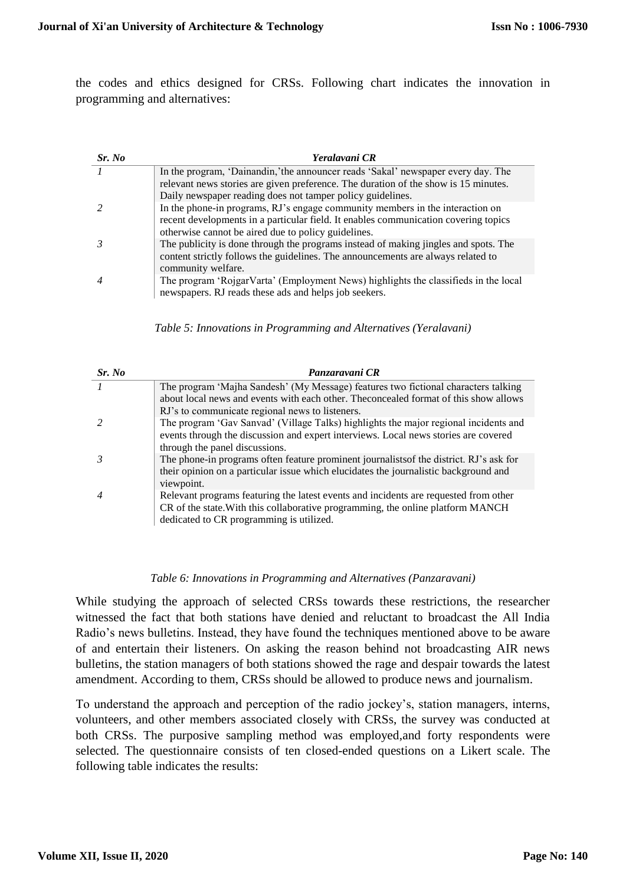the codes and ethics designed for CRSs. Following chart indicates the innovation in programming and alternatives:

| *Sr. No* | *Yeralavani CR* |
|---|---|
| *1* | In the program, 'Dainandin,'the announcer reads 'Sakal' newspaper every day. The relevant news stories are given preference. The duration of the show is 15 minutes. Daily newspaper reading does not tamper policy guidelines. |
| *2* | In the phone-in programs, RJ's engage community members in the interaction on recent developments in a particular field. It enables communication covering topics otherwise cannot be aired due to policy guidelines. |
| *3* | The publicity is done through the programs instead of making jingles and spots. The content strictly follows the guidelines. The announcements are always related to community welfare. |
| *4* | The program 'RojgarVarta' (Employment News) highlights the classifieds in the local newspapers. RJ reads these ads and helps job seekers. |

*Table 5: Innovations in Programming and Alternatives (Yeralavani)*

| *Sr. No* | *Panzaravani CR* |
|---|---|
| *1* | The program 'Majha Sandesh' (My Message) features two fictional characters talking about local news and events with each other. Theconcealed format of this show allows RJ's to communicate regional news to listeners. |
| *2* | The program 'Gav Sanvad' (Village Talks) highlights the major regional incidents and events through the discussion and expert interviews. Local news stories are covered through the panel discussions. |
| *3* | The phone-in programs often feature prominent journalistsof the district. RJ's ask for their opinion on a particular issue which elucidates the journalistic background and viewpoint. |
| *4* | Relevant programs featuring the latest events and incidents are requested from other CR of the state.With this collaborative programming, the online platform MANCH dedicated to CR programming is utilized. |

*Table 6: Innovations in Programming and Alternatives (Panzaravani)*

While studying the approach of selected CRSs towards these restrictions, the researcher witnessed the fact that both stations have denied and reluctant to broadcast the All India Radio's news bulletins. Instead, they have found the techniques mentioned above to be aware of and entertain their listeners. On asking the reason behind not broadcasting AIR news bulletins, the station managers of both stations showed the rage and despair towards the latest amendment. According to them, CRSs should be allowed to produce news and journalism.

To understand the approach and perception of the radio jockey's, station managers, interns, volunteers, and other members associated closely with CRSs, the survey was conducted at both CRSs. The purposive sampling method was employed,and forty respondents were selected. The questionnaire consists of ten closed-ended questions on a Likert scale. The following table indicates the results: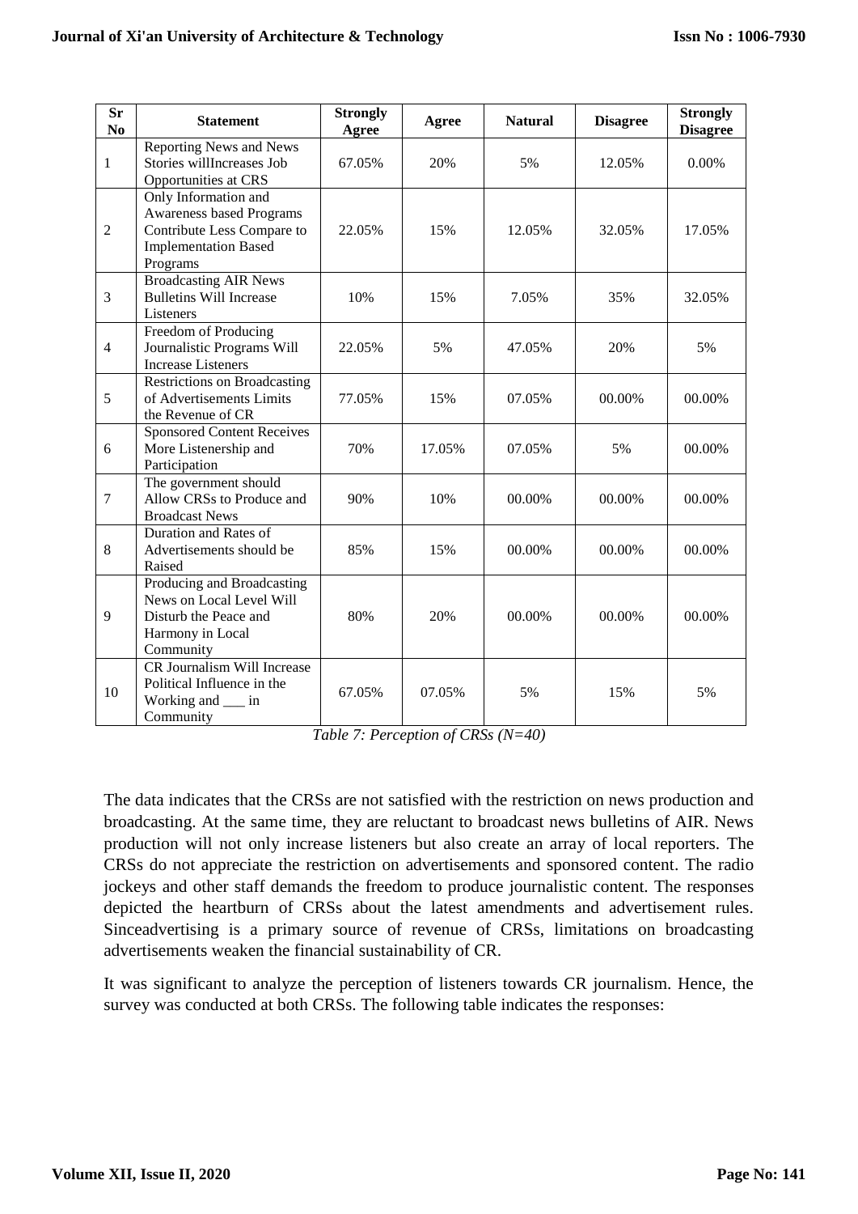| Sr No | Statement | Strongly Agree | Agree | Natural | Disagree | Strongly Disagree |
|---|---|---|---|---|---|---|
| 1 | Reporting News and News Stories willIncreases Job Opportunities at CRS | 67.05% | 20% | 5% | 12.05% | 0.00% |
| 2 | Only Information and Awareness based Programs Contribute Less Compare to Implementation Based Programs | 22.05% | 15% | 12.05% | 32.05% | 17.05% |
| 3 | Broadcasting AIR News Bulletins Will Increase Listeners | 10% | 15% | 7.05% | 35% | 32.05% |
| 4 | Freedom of Producing Journalistic Programs Will Increase Listeners | 22.05% | 5% | 47.05% | 20% | 5% |
| 5 | Restrictions on Broadcasting of Advertisements Limits the Revenue of CR | 77.05% | 15% | 07.05% | 00.00% | 00.00% |
| 6 | Sponsored Content Receives More Listenership and Participation | 70% | 17.05% | 07.05% | 5% | 00.00% |
| 7 | The government should Allow CRSs to Produce and Broadcast News | 90% | 10% | 00.00% | 00.00% | 00.00% |
| 8 | Duration and Rates of Advertisements should be Raised | 85% | 15% | 00.00% | 00.00% | 00.00% |
| 9 | Producing and Broadcasting News on Local Level Will Disturb the Peace and Harmony in Local Community | 80% | 20% | 00.00% | 00.00% | 00.00% |
| 10 | CR Journalism Will Increase Political Influence in the Working and ___ in Community | 67.05% | 07.05% | 5% | 15% | 5% |

*Table 7: Perception of CRSs (N=40)*

The data indicates that the CRSs are not satisfied with the restriction on news production and broadcasting. At the same time, they are reluctant to broadcast news bulletins of AIR. News production will not only increase listeners but also create an array of local reporters. The CRSs do not appreciate the restriction on advertisements and sponsored content. The radio jockeys and other staff demands the freedom to produce journalistic content. The responses depicted the heartburn of CRSs about the latest amendments and advertisement rules. Sinceadvertising is a primary source of revenue of CRSs, limitations on broadcasting advertisements weaken the financial sustainability of CR.

It was significant to analyze the perception of listeners towards CR journalism. Hence, the survey was conducted at both CRSs. The following table indicates the responses: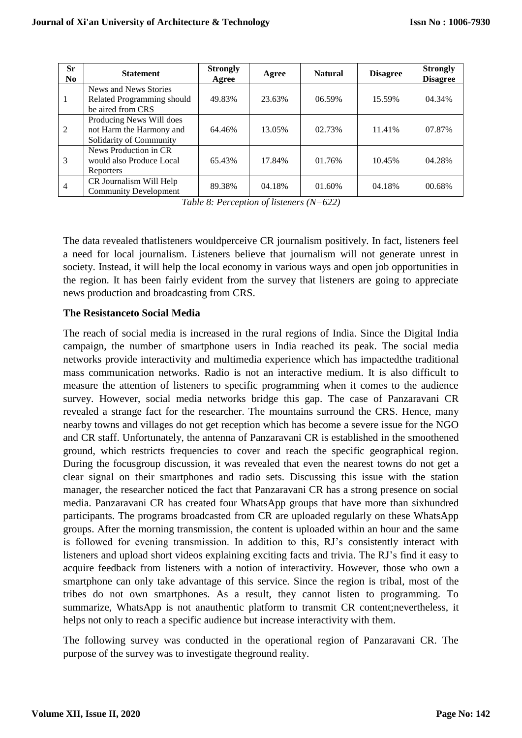| Sr No | Statement | Strongly Agree | Agree | Natural | Disagree | Strongly Disagree |
|---|---|---|---|---|---|---|
| 1 | News and News Stories Related Programming should be aired from CRS | 49.83% | 23.63% | 06.59% | 15.59% | 04.34% |
| 2 | Producing News Will does not Harm the Harmony and Solidarity of Community | 64.46% | 13.05% | 02.73% | 11.41% | 07.87% |
| 3 | News Production in CR would also Produce Local Reporters | 65.43% | 17.84% | 01.76% | 10.45% | 04.28% |
| 4 | CR Journalism Will Help Community Development | 89.38% | 04.18% | 01.60% | 04.18% | 00.68% |

*Table 8: Perception of listeners (N=622)*

The data revealed thatlisteners wouldperceive CR journalism positively. In fact, listeners feel a need for local journalism. Listeners believe that journalism will not generate unrest in society. Instead, it will help the local economy in various ways and open job opportunities in the region. It has been fairly evident from the survey that listeners are going to appreciate news production and broadcasting from CRS.

**The Resistanceto Social Media**

The reach of social media is increased in the rural regions of India. Since the Digital India campaign, the number of smartphone users in India reached its peak. The social media networks provide interactivity and multimedia experience which has impactedthe traditional mass communication networks. Radio is not an interactive medium. It is also difficult to measure the attention of listeners to specific programming when it comes to the audience survey. However, social media networks bridge this gap. The case of Panzaravani CR revealed a strange fact for the researcher. The mountains surround the CRS. Hence, many nearby towns and villages do not get reception which has become a severe issue for the NGO and CR staff. Unfortunately, the antenna of Panzaravani CR is established in the smoothened ground, which restricts frequencies to cover and reach the specific geographical region. During the focusgroup discussion, it was revealed that even the nearest towns do not get a clear signal on their smartphones and radio sets. Discussing this issue with the station manager, the researcher noticed the fact that Panzaravani CR has a strong presence on social media. Panzaravani CR has created four WhatsApp groups that have more than sixhundred participants. The programs broadcasted from CR are uploaded regularly on these WhatsApp groups. After the morning transmission, the content is uploaded within an hour and the same is followed for evening transmission. In addition to this, RJ's consistently interact with listeners and upload short videos explaining exciting facts and trivia. The RJ's find it easy to acquire feedback from listeners with a notion of interactivity. However, those who own a smartphone can only take advantage of this service. Since the region is tribal, most of the tribes do not own smartphones. As a result, they cannot listen to programming. To summarize, WhatsApp is not anauthentic platform to transmit CR content;nevertheless, it helps not only to reach a specific audience but increase interactivity with them.

The following survey was conducted in the operational region of Panzaravani CR. The purpose of the survey was to investigate theground reality.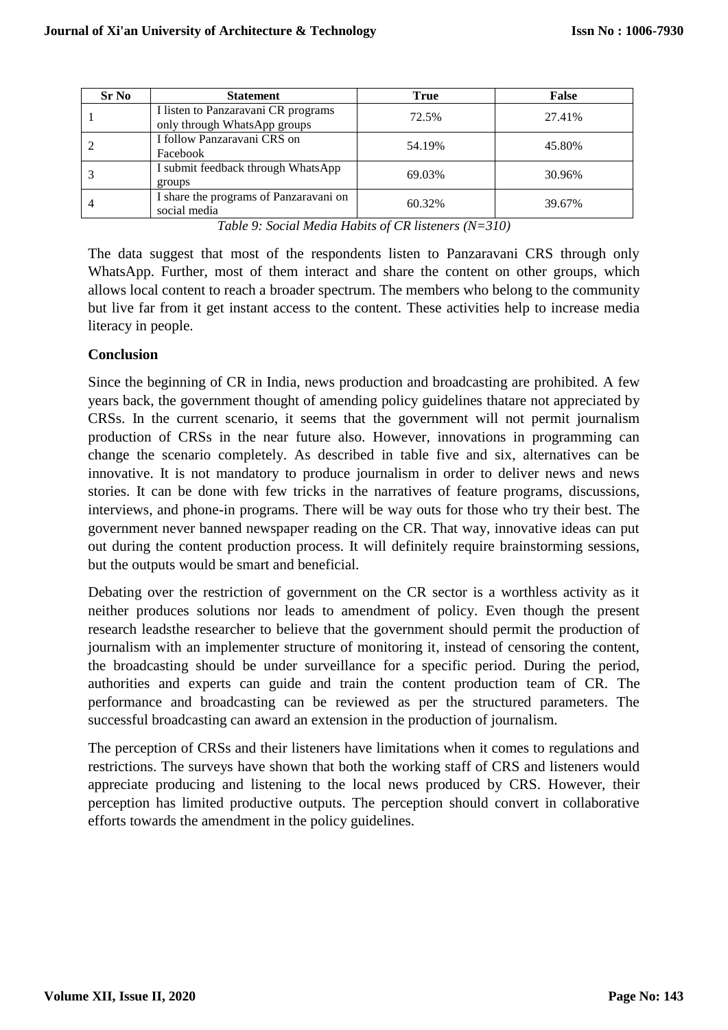| Sr No | Statement | True | False |
|---|---|---|---|
| 1 | I listen to Panzaravani CR programs only through WhatsApp groups | 72.5% | 27.41% |
| 2 | I follow Panzaravani CRS on Facebook | 54.19% | 45.80% |
| 3 | I submit feedback through WhatsApp groups | 69.03% | 30.96% |
| 4 | I share the programs of Panzaravani on social media | 60.32% | 39.67% |

*Table 9: Social Media Habits of CR listeners (N=310)*

The data suggest that most of the respondents listen to Panzaravani CRS through only WhatsApp. Further, most of them interact and share the content on other groups, which allows local content to reach a broader spectrum. The members who belong to the community but live far from it get instant access to the content. These activities help to increase media literacy in people.

**Conclusion**

Since the beginning of CR in India, news production and broadcasting are prohibited. A few years back, the government thought of amending policy guidelines thatare not appreciated by CRSs. In the current scenario, it seems that the government will not permit journalism production of CRSs in the near future also. However, innovations in programming can change the scenario completely. As described in table five and six, alternatives can be innovative. It is not mandatory to produce journalism in order to deliver news and news stories. It can be done with few tricks in the narratives of feature programs, discussions, interviews, and phone-in programs. There will be way outs for those who try their best. The government never banned newspaper reading on the CR. That way, innovative ideas can put out during the content production process. It will definitely require brainstorming sessions, but the outputs would be smart and beneficial.

Debating over the restriction of government on the CR sector is a worthless activity as it neither produces solutions nor leads to amendment of policy. Even though the present research leadsthe researcher to believe that the government should permit the production of journalism with an implementer structure of monitoring it, instead of censoring the content, the broadcasting should be under surveillance for a specific period. During the period, authorities and experts can guide and train the content production team of CR. The performance and broadcasting can be reviewed as per the structured parameters. The successful broadcasting can award an extension in the production of journalism.

The perception of CRSs and their listeners have limitations when it comes to regulations and restrictions. The surveys have shown that both the working staff of CRS and listeners would appreciate producing and listening to the local news produced by CRS. However, their perception has limited productive outputs. The perception should convert in collaborative efforts towards the amendment in the policy guidelines.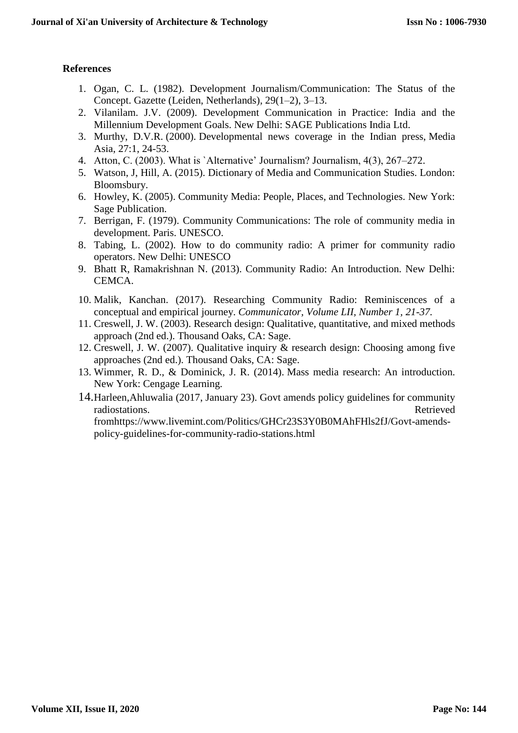**References**

1. Ogan, C. L. (1982). Development Journalism/Communication: The Status of the Concept. Gazette (Leiden, Netherlands), 29(1–2), 3–13.
2. Vilanilam. J.V. (2009). Development Communication in Practice: India and the Millennium Development Goals. New Delhi: SAGE Publications India Ltd.
3. Murthy, D.V.R. (2000). Developmental news coverage in the Indian press, Media Asia, 27:1, 24-53.
4. Atton, C. (2003). What is `Alternative' Journalism? Journalism, 4(3), 267–272.
5. Watson, J, Hill, A. (2015). Dictionary of Media and Communication Studies. London: Bloomsbury.
6. Howley, K. (2005). Community Media: People, Places, and Technologies. New York: Sage Publication.
7. Berrigan, F. (1979). Community Communications: The role of community media in development. Paris. UNESCO.
8. Tabing, L. (2002). How to do community radio: A primer for community radio operators. New Delhi: UNESCO
9. Bhatt R, Ramakrishnan N. (2013). Community Radio: An Introduction. New Delhi: CEMCA.
10. Malik, Kanchan. (2017). Researching Community Radio: Reminiscences of a conceptual and empirical journey. *Communicator, Volume LII, Number 1, 21-37.*
11. Creswell, J. W. (2003). Research design: Qualitative, quantitative, and mixed methods approach (2nd ed.). Thousand Oaks, CA: Sage.
12. Creswell, J. W. (2007). Qualitative inquiry & research design: Choosing among five approaches (2nd ed.). Thousand Oaks, CA: Sage.
13. Wimmer, R. D., & Dominick, J. R. (2014). Mass media research: An introduction. New York: Cengage Learning.
14. Harleen,Ahluwalia (2017, January 23). Govt amends policy guidelines for community radiostations. Retrieved fromhttps://www.livemint.com/Politics/GHCr23S3Y0B0MAhFHls2fJ/Govt-amends-policy-guidelines-for-community-radio-stations.html